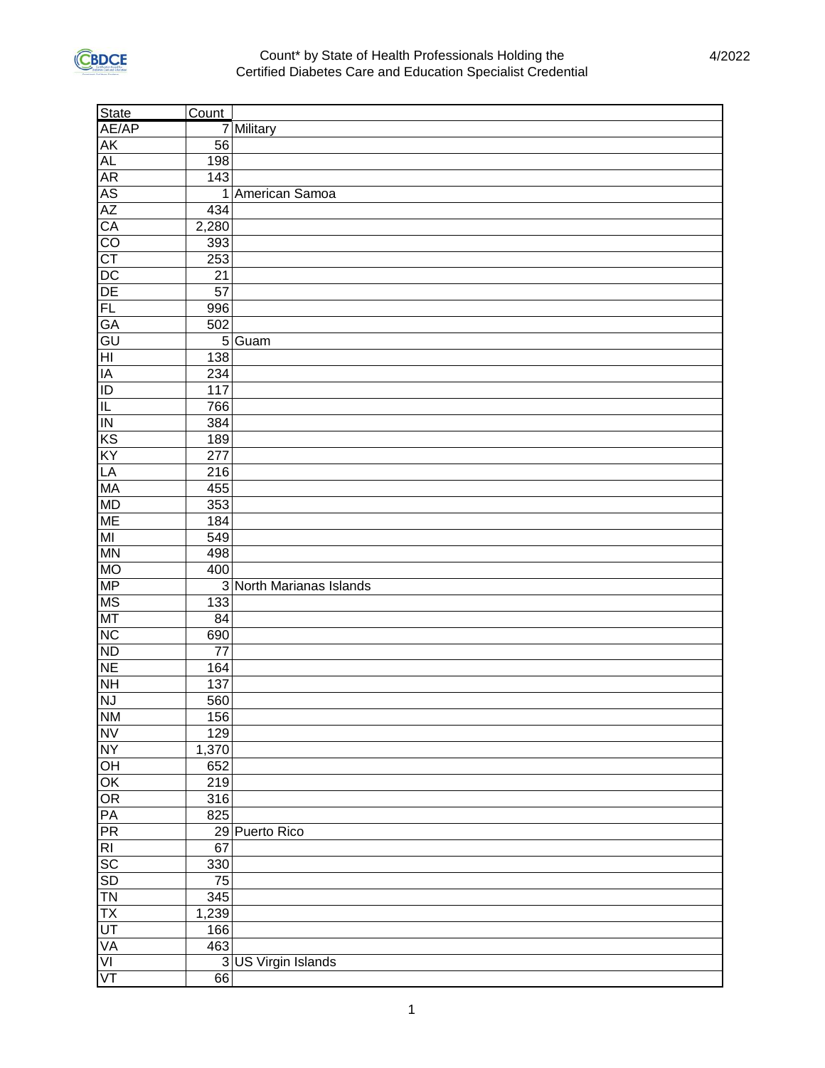# Count* by State of Health Professionals Holding the Certified Diabetes Care and Education Specialist Credential

4/2022

| State | Count | |
|---|---|---|
| AE/AP | 7 | Military |
| AK | 56 | |
| AL | 198 | |
| AR | 143 | |
| AS | 1 | American Samoa |
| AZ | 434 | |
| CA | 2,280 | |
| CO | 393 | |
| CT | 253 | |
| DC | 21 | |
| DE | 57 | |
| FL | 996 | |
| GA | 502 | |
| GU | 5 | Guam |
| HI | 138 | |
| IA | 234 | |
| ID | 117 | |
| IL | 766 | |
| IN | 384 | |
| KS | 189 | |
| KY | 277 | |
| LA | 216 | |
| MA | 455 | |
| MD | 353 | |
| ME | 184 | |
| MI | 549 | |
| MN | 498 | |
| MO | 400 | |
| MP | 3 | North Marianas Islands |
| MS | 133 | |
| MT | 84 | |
| NC | 690 | |
| ND | 77 | |
| NE | 164 | |
| NH | 137 | |
| NJ | 560 | |
| NM | 156 | |
| NV | 129 | |
| NY | 1,370 | |
| OH | 652 | |
| OK | 219 | |
| OR | 316 | |
| PA | 825 | |
| PR | 29 | Puerto Rico |
| RI | 67 | |
| SC | 330 | |
| SD | 75 | |
| TN | 345 | |
| TX | 1,239 | |
| UT | 166 | |
| VA | 463 | |
| VI | 3 | US Virgin Islands |
| VT | 66 | |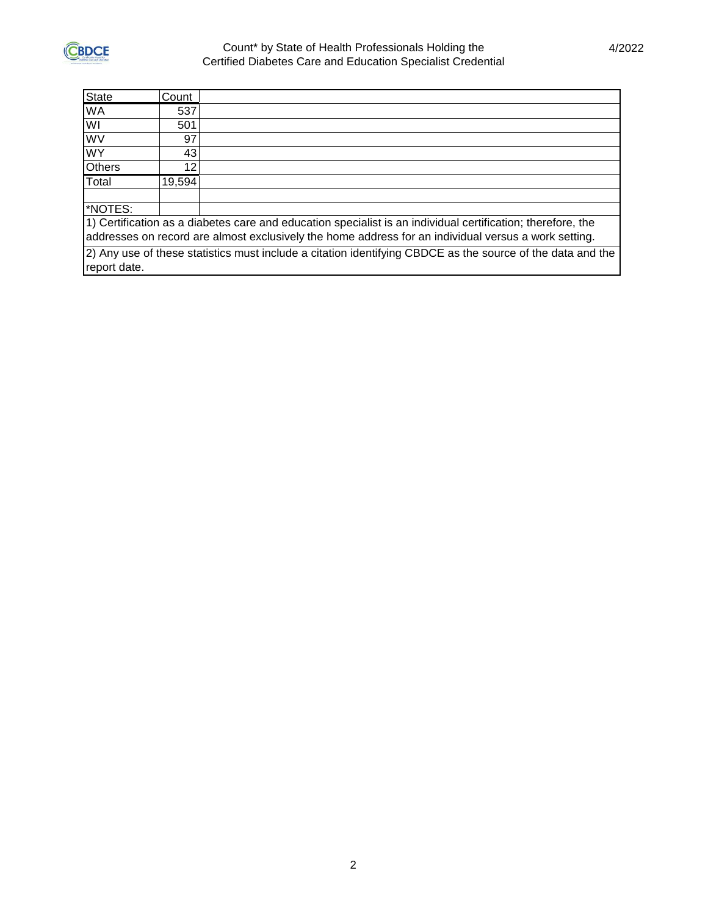Count* by State of Health Professionals Holding the Certified Diabetes Care and Education Specialist Credential

4/2022

| State | Count |
|---|---|
| WA | 537 |
| WI | 501 |
| WV | 97 |
| WY | 43 |
| Others | 12 |
| Total | 19,594 |

*NOTES:

1) Certification as a diabetes care and education specialist is an individual certification; therefore, the addresses on record are almost exclusively the home address for an individual versus a work setting.

2) Any use of these statistics must include a citation identifying CBDCE as the source of the data and the report date.